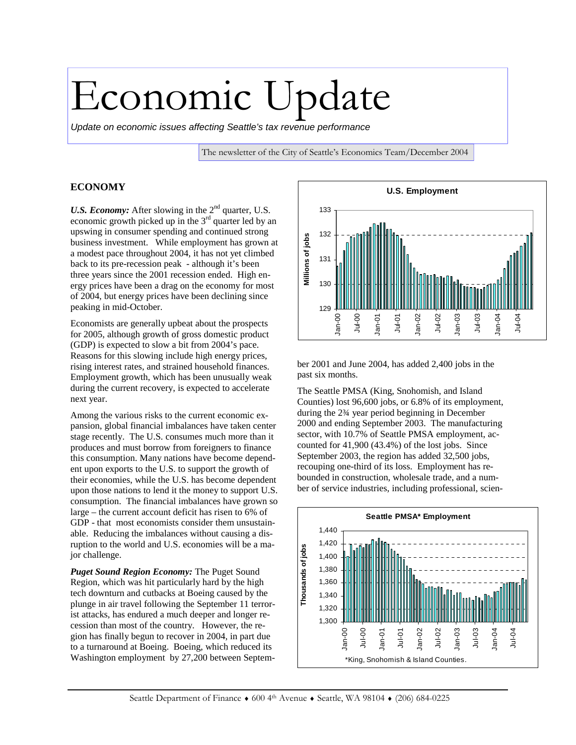# Economic Update

*Update on economic issues affecting Seattle's tax revenue performance*

The newsletter of the City of Seattle's Economics Team/December 2004

## ECONOMY

***U.S. Economy:*** After slowing in the 2nd quarter, U.S. economic growth picked up in the 3rd quarter led by an upswing in consumer spending and continued strong business investment. While employment has grown at a modest pace throughout 2004, it has not yet climbed back to its pre-recession peak - although it's been three years since the 2001 recession ended. High energy prices have been a drag on the economy for most of 2004, but energy prices have been declining since peaking in mid-October.

Economists are generally upbeat about the prospects for 2005, although growth of gross domestic product (GDP) is expected to slow a bit from 2004's pace. Reasons for this slowing include high energy prices, rising interest rates, and strained household finances. Employment growth, which has been unusually weak during the current recovery, is expected to accelerate next year.

Among the various risks to the current economic expansion, global financial imbalances have taken center stage recently. The U.S. consumes much more than it produces and must borrow from foreigners to finance this consumption. Many nations have become dependent upon exports to the U.S. to support the growth of their economies, while the U.S. has become dependent upon those nations to lend it the money to support U.S. consumption. The financial imbalances have grown so large – the current account deficit has risen to 6% of GDP - that most economists consider them unsustainable. Reducing the imbalances without causing a disruption to the world and U.S. economies will be a major challenge.

***Puget Sound Region Economy:*** The Puget Sound Region, which was hit particularly hard by the high tech downturn and cutbacks at Boeing caused by the plunge in air travel following the September 11 terrorist attacks, has endured a much deeper and longer recession than most of the country. However, the region has finally begun to recover in 2004, in part due to a turnaround at Boeing. Boeing, which reduced its Washington employment by 27,200 between September 2001 and June 2004, has added 2,400 jobs in the past six months.

**U.S. Employment**

The Seattle PMSA (King, Snohomish, and Island Counties) lost 96,600 jobs, or 6.8% of its employment, during the 2¾ year period beginning in December 2000 and ending September 2003. The manufacturing sector, with 10.7% of Seattle PMSA employment, accounted for 41,900 (43.4%) of the lost jobs. Since September 2003, the region has added 32,500 jobs, recouping one-third of its loss. Employment has rebounded in construction, wholesale trade, and a number of service industries, including professional, scien-

**Seattle PMSA\* Employment**

\*King, Snohomish & Island Counties.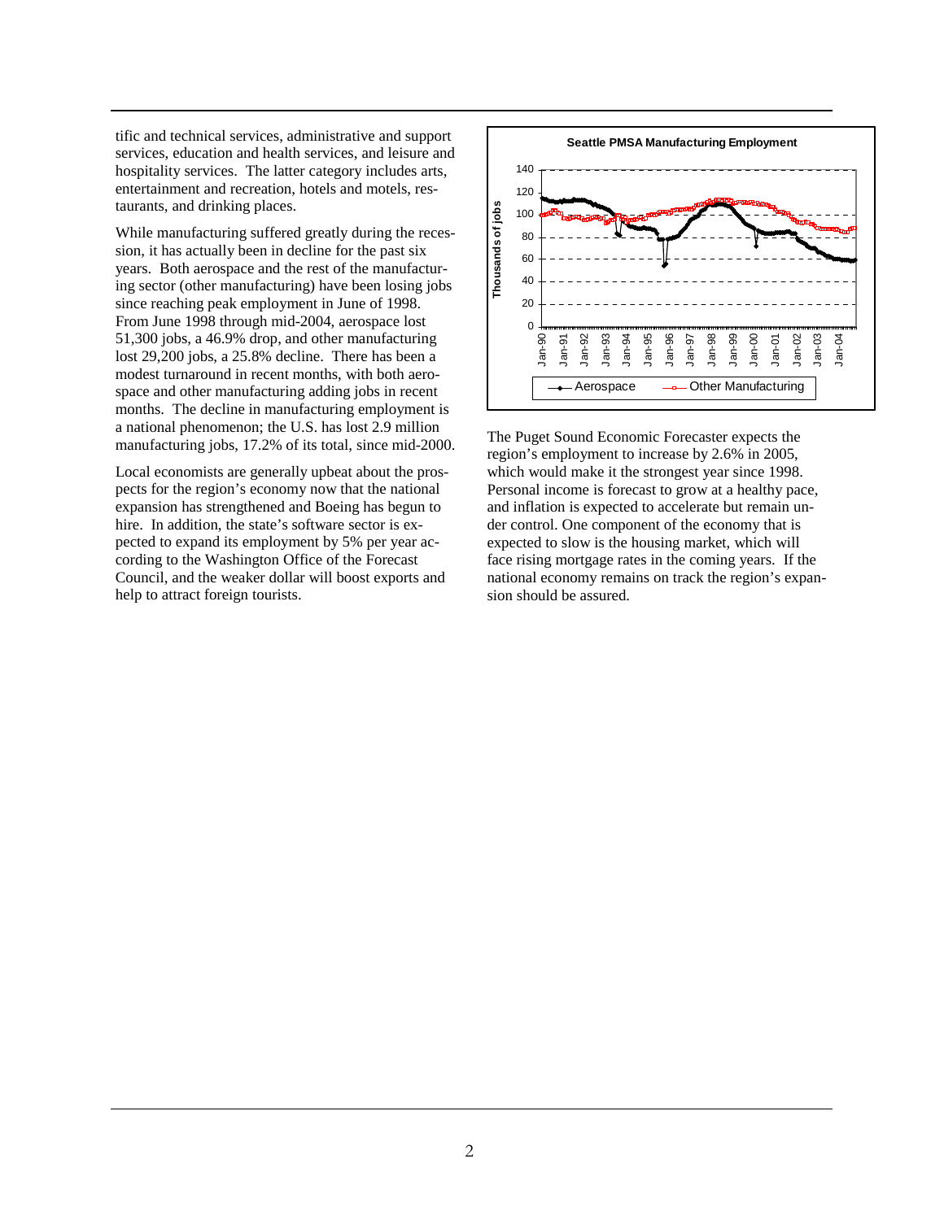tific and technical services, administrative and support services, education and health services, and leisure and hospitality services. The latter category includes arts, entertainment and recreation, hotels and motels, restaurants, and drinking places.

While manufacturing suffered greatly during the recession, it has actually been in decline for the past six years. Both aerospace and the rest of the manufacturing sector (other manufacturing) have been losing jobs since reaching peak employment in June of 1998. From June 1998 through mid-2004, aerospace lost 51,300 jobs, a 46.9% drop, and other manufacturing lost 29,200 jobs, a 25.8% decline. There has been a modest turnaround in recent months, with both aerospace and other manufacturing adding jobs in recent months. The decline in manufacturing employment is a national phenomenon; the U.S. has lost 2.9 million manufacturing jobs, 17.2% of its total, since mid-2000.

Local economists are generally upbeat about the prospects for the region's economy now that the national expansion has strengthened and Boeing has begun to hire. In addition, the state's software sector is expected to expand its employment by 5% per year according to the Washington Office of the Forecast Council, and the weaker dollar will boost exports and help to attract foreign tourists.

**Seattle PMSA Manufacturing Employment**

The Puget Sound Economic Forecaster expects the region's employment to increase by 2.6% in 2005, which would make it the strongest year since 1998. Personal income is forecast to grow at a healthy pace, and inflation is expected to accelerate but remain under control. One component of the economy that is expected to slow is the housing market, which will face rising mortgage rates in the coming years. If the national economy remains on track the region's expansion should be assured.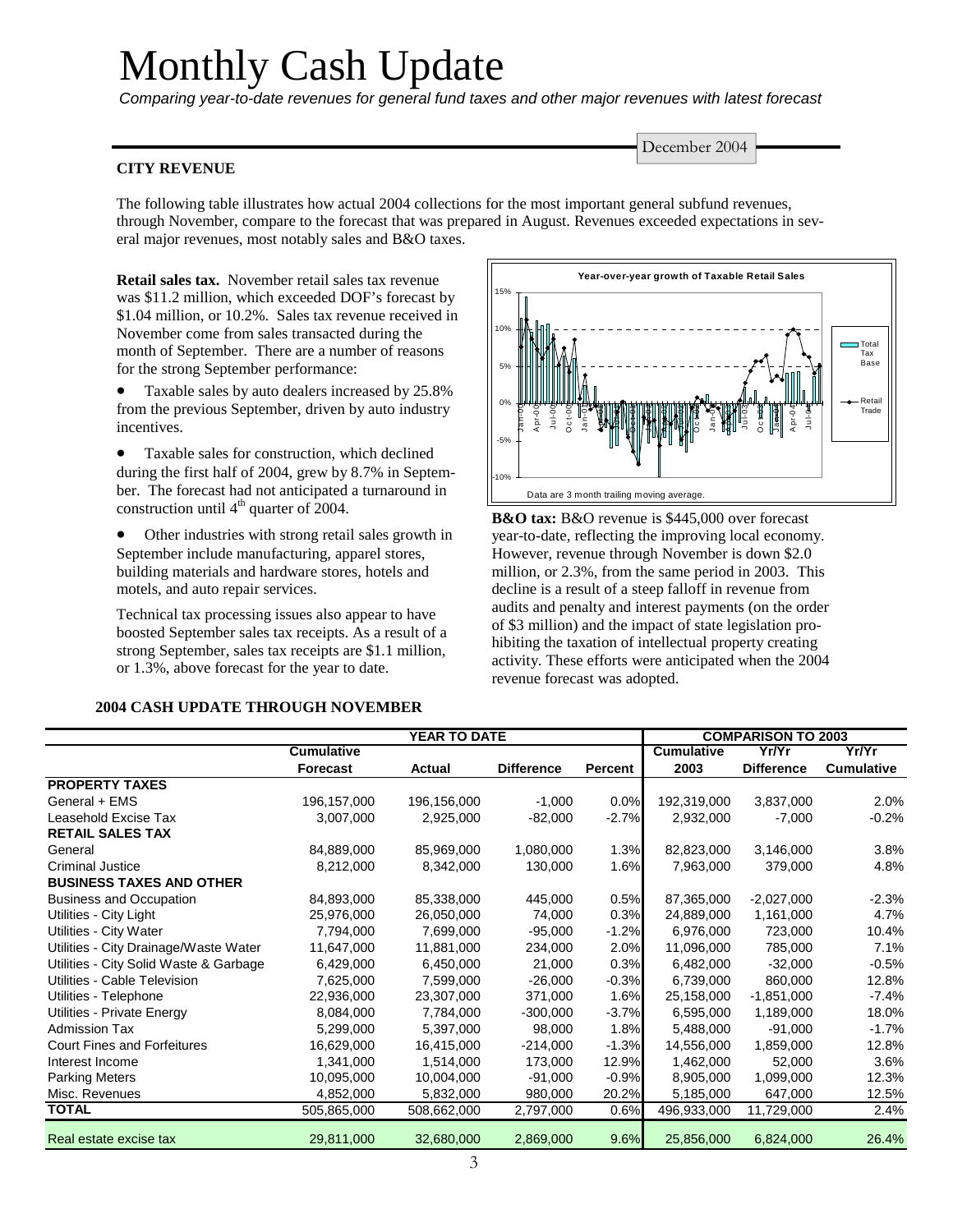# Monthly Cash Update

*Comparing year-to-date revenues for general fund taxes and other major revenues with latest forecast*

December 2004

**CITY REVENUE**

The following table illustrates how actual 2004 collections for the most important general subfund revenues, through November, compare to the forecast that was prepared in August. Revenues exceeded expectations in several major revenues, most notably sales and B&O taxes.

**Retail sales tax.** November retail sales tax revenue was $11.2 million, which exceeded DOF's forecast by $1.04 million, or 10.2%. Sales tax revenue received in November come from sales transacted during the month of September. There are a number of reasons for the strong September performance:

- Taxable sales by auto dealers increased by 25.8% from the previous September, driven by auto industry incentives.
- Taxable sales for construction, which declined during the first half of 2004, grew by 8.7% in September. The forecast had not anticipated a turnaround in construction until 4th quarter of 2004.
- Other industries with strong retail sales growth in September include manufacturing, apparel stores, building materials and hardware stores, hotels and motels, and auto repair services.

Technical tax processing issues also appear to have boosted September sales tax receipts. As a result of a strong September, sales tax receipts are $1.1 million, or 1.3%, above forecast for the year to date.

**Year-over-year growth of Taxable Retail Sales**

Data are 3 month trailing moving average.

**B&O tax:** B&O revenue is $445,000 over forecast year-to-date, reflecting the improving local economy. However, revenue through November is down $2.0 million, or 2.3%, from the same period in 2003. This decline is a result of a steep falloff in revenue from audits and penalty and interest payments (on the order of $3 million) and the impact of state legislation prohibiting the taxation of intellectual property creating activity. These efforts were anticipated when the 2004 revenue forecast was adopted.

**2004 CASH UPDATE THROUGH NOVEMBER**

| | YEAR TO DATE | | | | COMPARISON TO 2003 | | |
|---|---|---|---|---|---|---|---|
| | Cumulative Forecast | Actual | Difference | Percent | Cumulative 2003 | Yr/Yr Difference | Yr/Yr Cumulative |
| **PROPERTY TAXES** | | | | | | | |
| General + EMS | 196,157,000 | 196,156,000 | -1,000 | 0.0% | 192,319,000 | 3,837,000 | 2.0% |
| Leasehold Excise Tax | 3,007,000 | 2,925,000 | -82,000 | -2.7% | 2,932,000 | -7,000 | -0.2% |
| **RETAIL SALES TAX** | | | | | | | |
| General | 84,889,000 | 85,969,000 | 1,080,000 | 1.3% | 82,823,000 | 3,146,000 | 3.8% |
| Criminal Justice | 8,212,000 | 8,342,000 | 130,000 | 1.6% | 7,963,000 | 379,000 | 4.8% |
| **BUSINESS TAXES AND OTHER** | | | | | | | |
| Business and Occupation | 84,893,000 | 85,338,000 | 445,000 | 0.5% | 87,365,000 | -2,027,000 | -2.3% |
| Utilities - City Light | 25,976,000 | 26,050,000 | 74,000 | 0.3% | 24,889,000 | 1,161,000 | 4.7% |
| Utilities - City Water | 7,794,000 | 7,699,000 | -95,000 | -1.2% | 6,976,000 | 723,000 | 10.4% |
| Utilities - City Drainage/Waste Water | 11,647,000 | 11,881,000 | 234,000 | 2.0% | 11,096,000 | 785,000 | 7.1% |
| Utilities - City Solid Waste & Garbage | 6,429,000 | 6,450,000 | 21,000 | 0.3% | 6,482,000 | -32,000 | -0.5% |
| Utilities - Cable Television | 7,625,000 | 7,599,000 | -26,000 | -0.3% | 6,739,000 | 860,000 | 12.8% |
| Utilities - Telephone | 22,936,000 | 23,307,000 | 371,000 | 1.6% | 25,158,000 | -1,851,000 | -7.4% |
| Utilities - Private Energy | 8,084,000 | 7,784,000 | -300,000 | -3.7% | 6,595,000 | 1,189,000 | 18.0% |
| Admission Tax | 5,299,000 | 5,397,000 | 98,000 | 1.8% | 5,488,000 | -91,000 | -1.7% |
| Court Fines and Forfeitures | 16,629,000 | 16,415,000 | -214,000 | -1.3% | 14,556,000 | 1,859,000 | 12.8% |
| Interest Income | 1,341,000 | 1,514,000 | 173,000 | 12.9% | 1,462,000 | 52,000 | 3.6% |
| Parking Meters | 10,095,000 | 10,004,000 | -91,000 | -0.9% | 8,905,000 | 1,099,000 | 12.3% |
| Misc. Revenues | 4,852,000 | 5,832,000 | 980,000 | 20.2% | 5,185,000 | 647,000 | 12.5% |
| **TOTAL** | 505,865,000 | 508,662,000 | 2,797,000 | 0.6% | 496,933,000 | 11,729,000 | 2.4% |
| Real estate excise tax | 29,811,000 | 32,680,000 | 2,869,000 | 9.6% | 25,856,000 | 6,824,000 | 26.4% |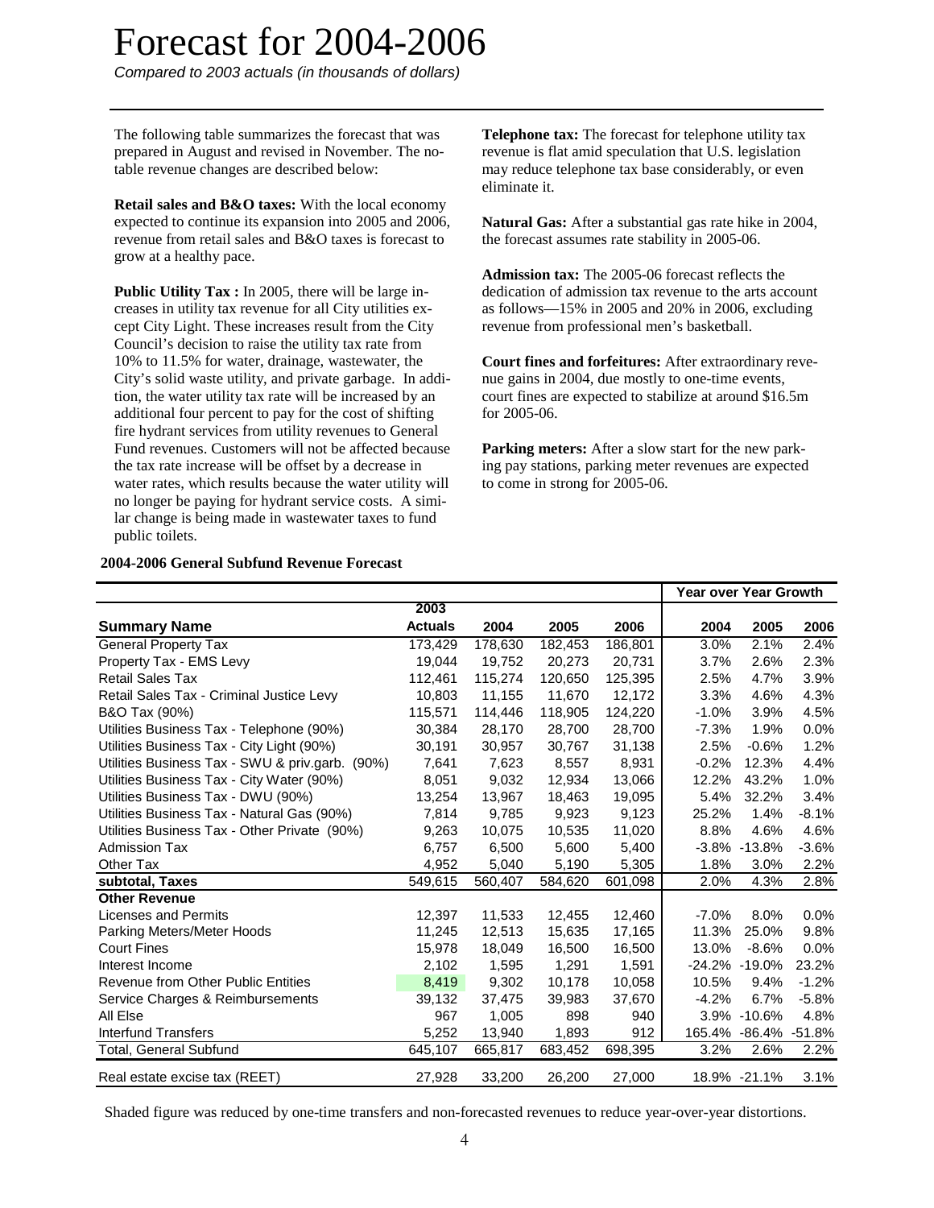# Forecast for 2004-2006

*Compared to 2003 actuals (in thousands of dollars)*

The following table summarizes the forecast that was prepared in August and revised in November. The notable revenue changes are described below:

**Retail sales and B&O taxes:** With the local economy expected to continue its expansion into 2005 and 2006, revenue from retail sales and B&O taxes is forecast to grow at a healthy pace.

**Public Utility Tax :** In 2005, there will be large increases in utility tax revenue for all City utilities except City Light. These increases result from the City Council's decision to raise the utility tax rate from 10% to 11.5% for water, drainage, wastewater, the City's solid waste utility, and private garbage. In addition, the water utility tax rate will be increased by an additional four percent to pay for the cost of shifting fire hydrant services from utility revenues to General Fund revenues. Customers will not be affected because the tax rate increase will be offset by a decrease in water rates, which results because the water utility will no longer be paying for hydrant service costs. A similar change is being made in wastewater taxes to fund public toilets.

**Telephone tax:** The forecast for telephone utility tax revenue is flat amid speculation that U.S. legislation may reduce telephone tax base considerably, or even eliminate it.

**Natural Gas:** After a substantial gas rate hike in 2004, the forecast assumes rate stability in 2005-06.

**Admission tax:** The 2005-06 forecast reflects the dedication of admission tax revenue to the arts account as follows—15% in 2005 and 20% in 2006, excluding revenue from professional men's basketball.

**Court fines and forfeitures:** After extraordinary revenue gains in 2004, due mostly to one-time events, court fines are expected to stabilize at around $16.5m for 2005-06.

**Parking meters:** After a slow start for the new parking pay stations, parking meter revenues are expected to come in strong for 2005-06.

**2004-2006 General Subfund Revenue Forecast**

| | | | | | Year over Year Growth | | |
|---|---|---|---|---|---|---|---|
| **Summary Name** | **2003 Actuals** | **2004** | **2005** | **2006** | **2004** | **2005** | **2006** |
| General Property Tax | 173,429 | 178,630 | 182,453 | 186,801 | 3.0% | 2.1% | 2.4% |
| Property Tax - EMS Levy | 19,044 | 19,752 | 20,273 | 20,731 | 3.7% | 2.6% | 2.3% |
| Retail Sales Tax | 112,461 | 115,274 | 120,650 | 125,395 | 2.5% | 4.7% | 3.9% |
| Retail Sales Tax - Criminal Justice Levy | 10,803 | 11,155 | 11,670 | 12,172 | 3.3% | 4.6% | 4.3% |
| B&O Tax (90%) | 115,571 | 114,446 | 118,905 | 124,220 | -1.0% | 3.9% | 4.5% |
| Utilities Business Tax - Telephone (90%) | 30,384 | 28,170 | 28,700 | 28,700 | -7.3% | 1.9% | 0.0% |
| Utilities Business Tax - City Light (90%) | 30,191 | 30,957 | 30,767 | 31,138 | 2.5% | -0.6% | 1.2% |
| Utilities Business Tax - SWU & priv.garb. (90%) | 7,641 | 7,623 | 8,557 | 8,931 | -0.2% | 12.3% | 4.4% |
| Utilities Business Tax - City Water (90%) | 8,051 | 9,032 | 12,934 | 13,066 | 12.2% | 43.2% | 1.0% |
| Utilities Business Tax - DWU (90%) | 13,254 | 13,967 | 18,463 | 19,095 | 5.4% | 32.2% | 3.4% |
| Utilities Business Tax - Natural Gas (90%) | 7,814 | 9,785 | 9,923 | 9,123 | 25.2% | 1.4% | -8.1% |
| Utilities Business Tax - Other Private (90%) | 9,263 | 10,075 | 10,535 | 11,020 | 8.8% | 4.6% | 4.6% |
| Admission Tax | 6,757 | 6,500 | 5,600 | 5,400 | -3.8% | -13.8% | -3.6% |
| Other Tax | 4,952 | 5,040 | 5,190 | 5,305 | 1.8% | 3.0% | 2.2% |
| **subtotal, Taxes** | 549,615 | 560,407 | 584,620 | 601,098 | 2.0% | 4.3% | 2.8% |
| **Other Revenue** | | | | | | | |
| Licenses and Permits | 12,397 | 11,533 | 12,455 | 12,460 | -7.0% | 8.0% | 0.0% |
| Parking Meters/Meter Hoods | 11,245 | 12,513 | 15,635 | 17,165 | 11.3% | 25.0% | 9.8% |
| Court Fines | 15,978 | 18,049 | 16,500 | 16,500 | 13.0% | -8.6% | 0.0% |
| Interest Income | 2,102 | 1,595 | 1,291 | 1,591 | -24.2% | -19.0% | 23.2% |
| Revenue from Other Public Entities | 8,419 | 9,302 | 10,178 | 10,058 | 10.5% | 9.4% | -1.2% |
| Service Charges & Reimbursements | 39,132 | 37,475 | 39,983 | 37,670 | -4.2% | 6.7% | -5.8% |
| All Else | 967 | 1,005 | 898 | 940 | 3.9% | -10.6% | 4.8% |
| Interfund Transfers | 5,252 | 13,940 | 1,893 | 912 | 165.4% | -86.4% | -51.8% |
| Total, General Subfund | 645,107 | 665,817 | 683,452 | 698,395 | 3.2% | 2.6% | 2.2% |
| Real estate excise tax (REET) | 27,928 | 33,200 | 26,200 | 27,000 | 18.9% | -21.1% | 3.1% |

Shaded figure was reduced by one-time transfers and non-forecasted revenues to reduce year-over-year distortions.